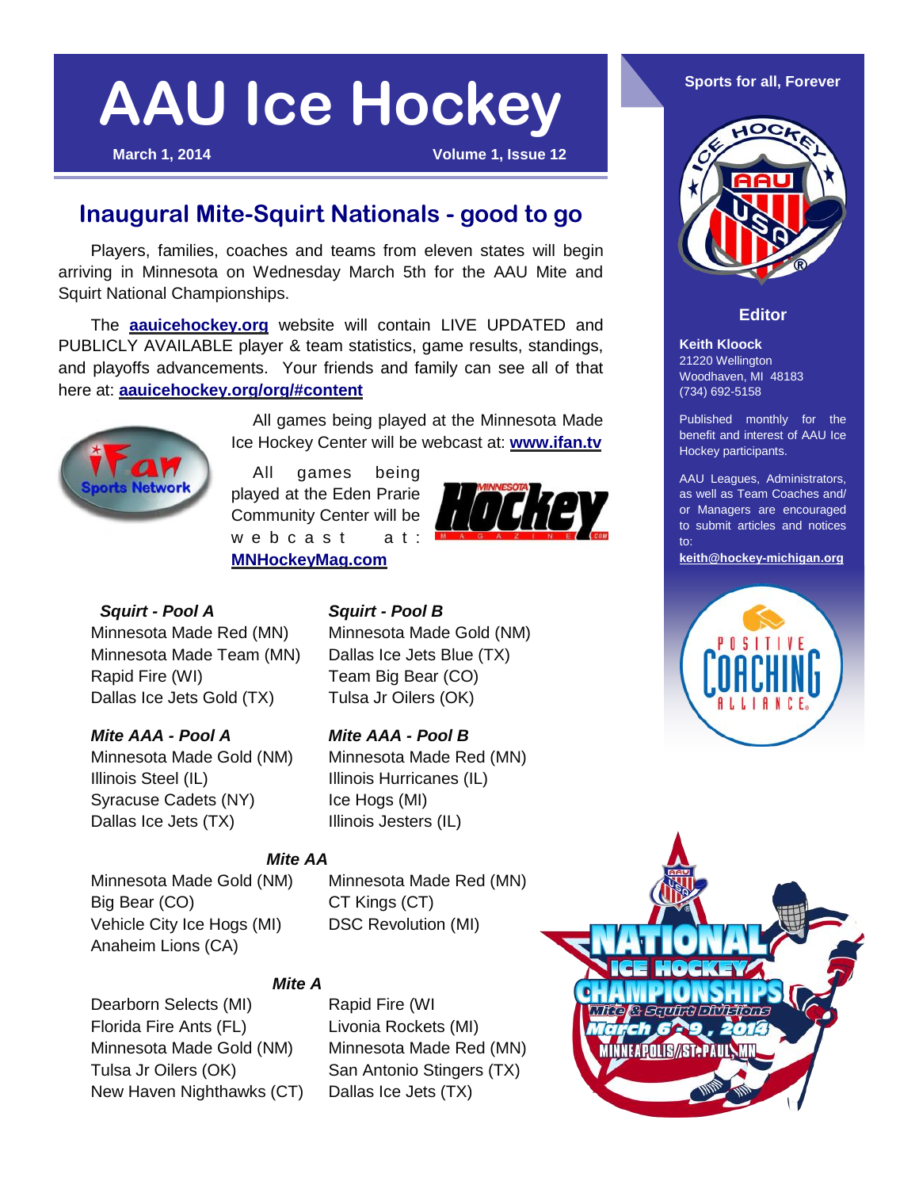# AAU Ice Hockey

**March 1, 2014** **Volume 1, Issue 12**

## Inaugural Mite-Squirt Nationals - good to go

Players, families, coaches and teams from eleven states will begin arriving in Minnesota on Wednesday March 5th for the AAU Mite and Squirt National Championships.

The **aauicehockey.org** website will contain LIVE UPDATED and PUBLICLY AVAILABLE player & team statistics, game results, standings, and playoffs advancements. Your friends and family can see all of that here at: **aauicehockey.org/org/#content**

All games being played at the Minnesota Made Ice Hockey Center will be webcast at: **www.ifan.tv**

All games being played at the Eden Prarie Community Center will be webcast at: **MNHockeyMag.com**

| *Squirt - Pool A* | *Squirt - Pool B* |
|---|---|
| Minnesota Made Red (MN) | Minnesota Made Gold (NM) |
| Minnesota Made Team (MN) | Dallas Ice Jets Blue (TX) |
| Rapid Fire (WI) | Team Big Bear (CO) |
| Dallas Ice Jets Gold (TX) | Tulsa Jr Oilers (OK) |

| *Mite AAA - Pool A* | *Mite AAA - Pool B* |
|---|---|
| Minnesota Made Gold (NM) | Minnesota Made Red (MN) |
| Illinois Steel (IL) | Illinois Hurricanes (IL) |
| Syracuse Cadets (NY) | Ice Hogs (MI) |
| Dallas Ice Jets (TX) | Illinois Jesters (IL) |

***Mite AA***

| | |
|---|---|
| Minnesota Made Gold (NM) | Minnesota Made Red (MN) |
| Big Bear (CO) | CT Kings (CT) |
| Vehicle City Ice Hogs (MI) | DSC Revolution (MI) |
| Anaheim Lions (CA) | |

***Mite A***

| | |
|---|---|
| Dearborn Selects (MI) | Rapid Fire (WI |
| Florida Fire Ants (FL) | Livonia Rockets (MI) |
| Minnesota Made Gold (NM) | Minnesota Made Red (MN) |
| Tulsa Jr Oilers (OK) | San Antonio Stingers (TX) |
| New Haven Nighthawks (CT) | Dallas Ice Jets (TX) |

**Sports for all, Forever**

### Editor

**Keith Kloock**
21220 Wellington
Woodhaven, MI 48183
(734) 692-5158

Published monthly for the benefit and interest of AAU Ice Hockey participants.

AAU Leagues, Administrators, as well as Team Coaches and/ or Managers are encouraged to submit articles and notices to:
**keith@hockey-michigan.org**

NATIONAL ICE HOCKEY CHAMPIONSHIPS
Mite & Squirt Divisions
March 6 - 9, 2014
MINNEAPOLIS/ST. PAUL, MN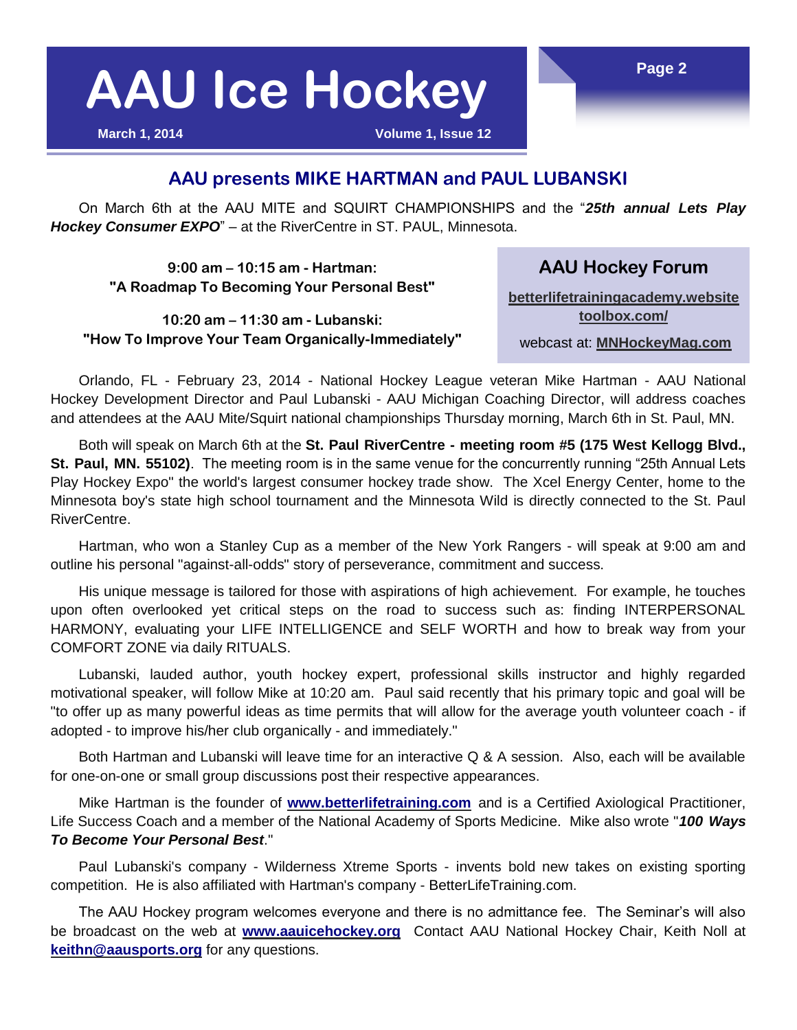## AAU presents MIKE HARTMAN and PAUL LUBANSKI

On March 6th at the AAU MITE and SQUIRT CHAMPIONSHIPS and the "***25th annual Lets Play Hockey Consumer EXPO***" – at the RiverCentre in ST. PAUL, Minnesota.

**9:00 am – 10:15 am - Hartman:**
**"A Roadmap To Becoming Your Personal Best"**

**10:20 am – 11:30 am - Lubanski:**
**"How To Improve Your Team Organically-Immediately"**

### AAU Hockey Forum

**betterlifetrainingacademy.websitetoolbox.com/**

webcast at: **MNHockeyMag.com**

Orlando, FL - February 23, 2014 - National Hockey League veteran Mike Hartman - AAU National Hockey Development Director and Paul Lubanski - AAU Michigan Coaching Director, will address coaches and attendees at the AAU Mite/Squirt national championships Thursday morning, March 6th in St. Paul, MN.

Both will speak on March 6th at the **St. Paul RiverCentre - meeting room #5 (175 West Kellogg Blvd., St. Paul, MN. 55102)**. The meeting room is in the same venue for the concurrently running "25th Annual Lets Play Hockey Expo" the world's largest consumer hockey trade show. The Xcel Energy Center, home to the Minnesota boy's state high school tournament and the Minnesota Wild is directly connected to the St. Paul RiverCentre.

Hartman, who won a Stanley Cup as a member of the New York Rangers - will speak at 9:00 am and outline his personal "against-all-odds" story of perseverance, commitment and success.

His unique message is tailored for those with aspirations of high achievement. For example, he touches upon often overlooked yet critical steps on the road to success such as: finding INTERPERSONAL HARMONY, evaluating your LIFE INTELLIGENCE and SELF WORTH and how to break way from your COMFORT ZONE via daily RITUALS.

Lubanski, lauded author, youth hockey expert, professional skills instructor and highly regarded motivational speaker, will follow Mike at 10:20 am. Paul said recently that his primary topic and goal will be "to offer up as many powerful ideas as time permits that will allow for the average youth volunteer coach - if adopted - to improve his/her club organically - and immediately."

Both Hartman and Lubanski will leave time for an interactive Q & A session. Also, each will be available for one-on-one or small group discussions post their respective appearances.

Mike Hartman is the founder of **www.betterlifetraining.com** and is a Certified Axiological Practitioner, Life Success Coach and a member of the National Academy of Sports Medicine. Mike also wrote "***100 Ways To Become Your Personal Best***."

Paul Lubanski's company - Wilderness Xtreme Sports - invents bold new takes on existing sporting competition. He is also affiliated with Hartman's company - BetterLifeTraining.com.

The AAU Hockey program welcomes everyone and there is no admittance fee. The Seminar's will also be broadcast on the web at **www.aauicehockey.org** Contact AAU National Hockey Chair, Keith Noll at **keithn@aausports.org** for any questions.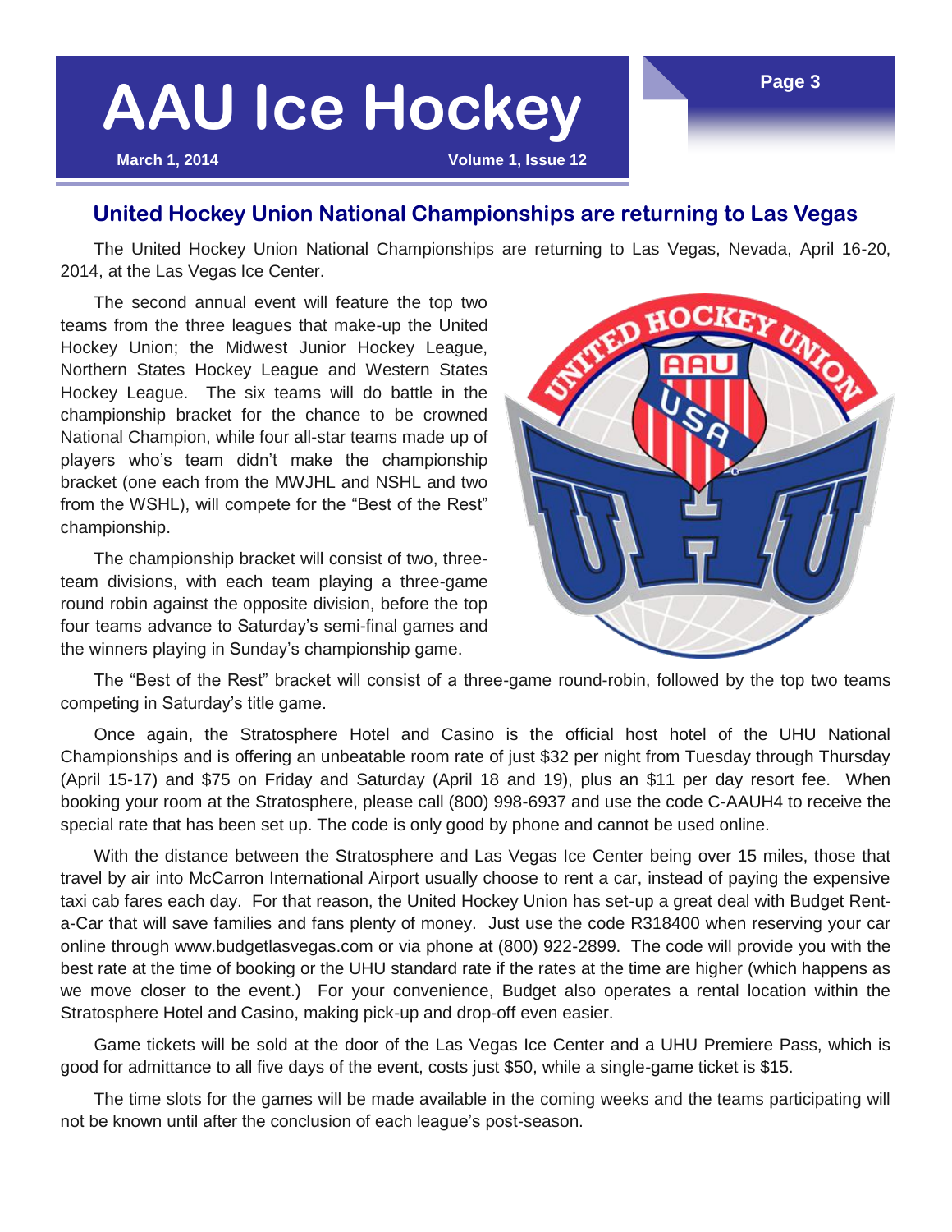## United Hockey Union National Championships are returning to Las Vegas

The United Hockey Union National Championships are returning to Las Vegas, Nevada, April 16-20, 2014, at the Las Vegas Ice Center.

The second annual event will feature the top two teams from the three leagues that make-up the United Hockey Union; the Midwest Junior Hockey League, Northern States Hockey League and Western States Hockey League. The six teams will do battle in the championship bracket for the chance to be crowned National Champion, while four all-star teams made up of players who's team didn't make the championship bracket (one each from the MWJHL and NSHL and two from the WSHL), will compete for the "Best of the Rest" championship.

The championship bracket will consist of two, three-team divisions, with each team playing a three-game round robin against the opposite division, before the top four teams advance to Saturday's semi-final games and the winners playing in Sunday's championship game.

The "Best of the Rest" bracket will consist of a three-game round-robin, followed by the top two teams competing in Saturday's title game.

Once again, the Stratosphere Hotel and Casino is the official host hotel of the UHU National Championships and is offering an unbeatable room rate of just $32 per night from Tuesday through Thursday (April 15-17) and $75 on Friday and Saturday (April 18 and 19), plus an $11 per day resort fee. When booking your room at the Stratosphere, please call (800) 998-6937 and use the code C-AAUH4 to receive the special rate that has been set up. The code is only good by phone and cannot be used online.

With the distance between the Stratosphere and Las Vegas Ice Center being over 15 miles, those that travel by air into McCarron International Airport usually choose to rent a car, instead of paying the expensive taxi cab fares each day. For that reason, the United Hockey Union has set-up a great deal with Budget Rent-a-Car that will save families and fans plenty of money. Just use the code R318400 when reserving your car online through www.budgetlasvegas.com or via phone at (800) 922-2899. The code will provide you with the best rate at the time of booking or the UHU standard rate if the rates at the time are higher (which happens as we move closer to the event.) For your convenience, Budget also operates a rental location within the Stratosphere Hotel and Casino, making pick-up and drop-off even easier.

Game tickets will be sold at the door of the Las Vegas Ice Center and a UHU Premiere Pass, which is good for admittance to all five days of the event, costs just $50, while a single-game ticket is $15.

The time slots for the games will be made available in the coming weeks and the teams participating will not be known until after the conclusion of each league's post-season.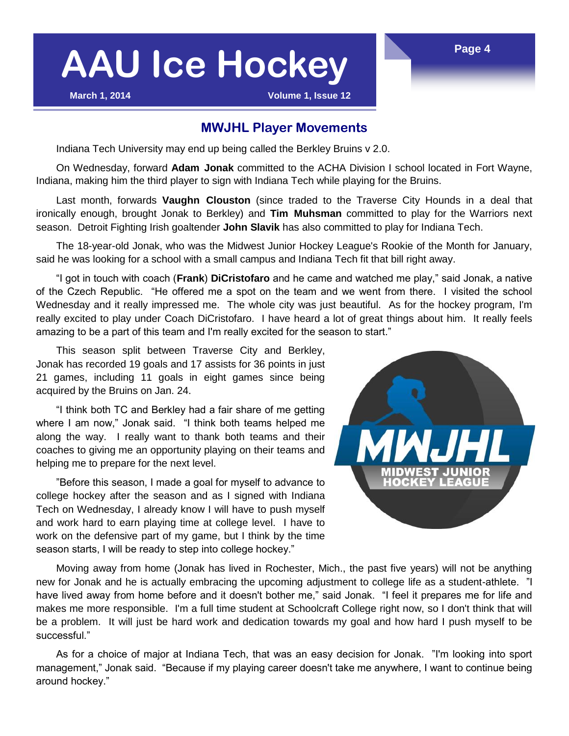## MWJHL Player Movements

Indiana Tech University may end up being called the Berkley Bruins v 2.0.

On Wednesday, forward **Adam Jonak** committed to the ACHA Division I school located in Fort Wayne, Indiana, making him the third player to sign with Indiana Tech while playing for the Bruins.

Last month, forwards **Vaughn Clouston** (since traded to the Traverse City Hounds in a deal that ironically enough, brought Jonak to Berkley) and **Tim Muhsman** committed to play for the Warriors next season. Detroit Fighting Irish goaltender **John Slavik** has also committed to play for Indiana Tech.

The 18-year-old Jonak, who was the Midwest Junior Hockey League's Rookie of the Month for January, said he was looking for a school with a small campus and Indiana Tech fit that bill right away.

"I got in touch with coach (**Frank**) **DiCristofaro** and he came and watched me play," said Jonak, a native of the Czech Republic. "He offered me a spot on the team and we went from there. I visited the school Wednesday and it really impressed me. The whole city was just beautiful. As for the hockey program, I'm really excited to play under Coach DiCristofaro. I have heard a lot of great things about him. It really feels amazing to be a part of this team and I'm really excited for the season to start."

This season split between Traverse City and Berkley, Jonak has recorded 19 goals and 17 assists for 36 points in just 21 games, including 11 goals in eight games since being acquired by the Bruins on Jan. 24.

"I think both TC and Berkley had a fair share of me getting where I am now," Jonak said. "I think both teams helped me along the way. I really want to thank both teams and their coaches to giving me an opportunity playing on their teams and helping me to prepare for the next level.

"Before this season, I made a goal for myself to advance to college hockey after the season and as I signed with Indiana Tech on Wednesday, I already know I will have to push myself and work hard to earn playing time at college level. I have to work on the defensive part of my game, but I think by the time season starts, I will be ready to step into college hockey."

Moving away from home (Jonak has lived in Rochester, Mich., the past five years) will not be anything new for Jonak and he is actually embracing the upcoming adjustment to college life as a student-athlete. "I have lived away from home before and it doesn't bother me," said Jonak. "I feel it prepares me for life and makes me more responsible. I'm a full time student at Schoolcraft College right now, so I don't think that will be a problem. It will just be hard work and dedication towards my goal and how hard I push myself to be successful."

As for a choice of major at Indiana Tech, that was an easy decision for Jonak. "I'm looking into sport management," Jonak said. "Because if my playing career doesn't take me anywhere, I want to continue being around hockey."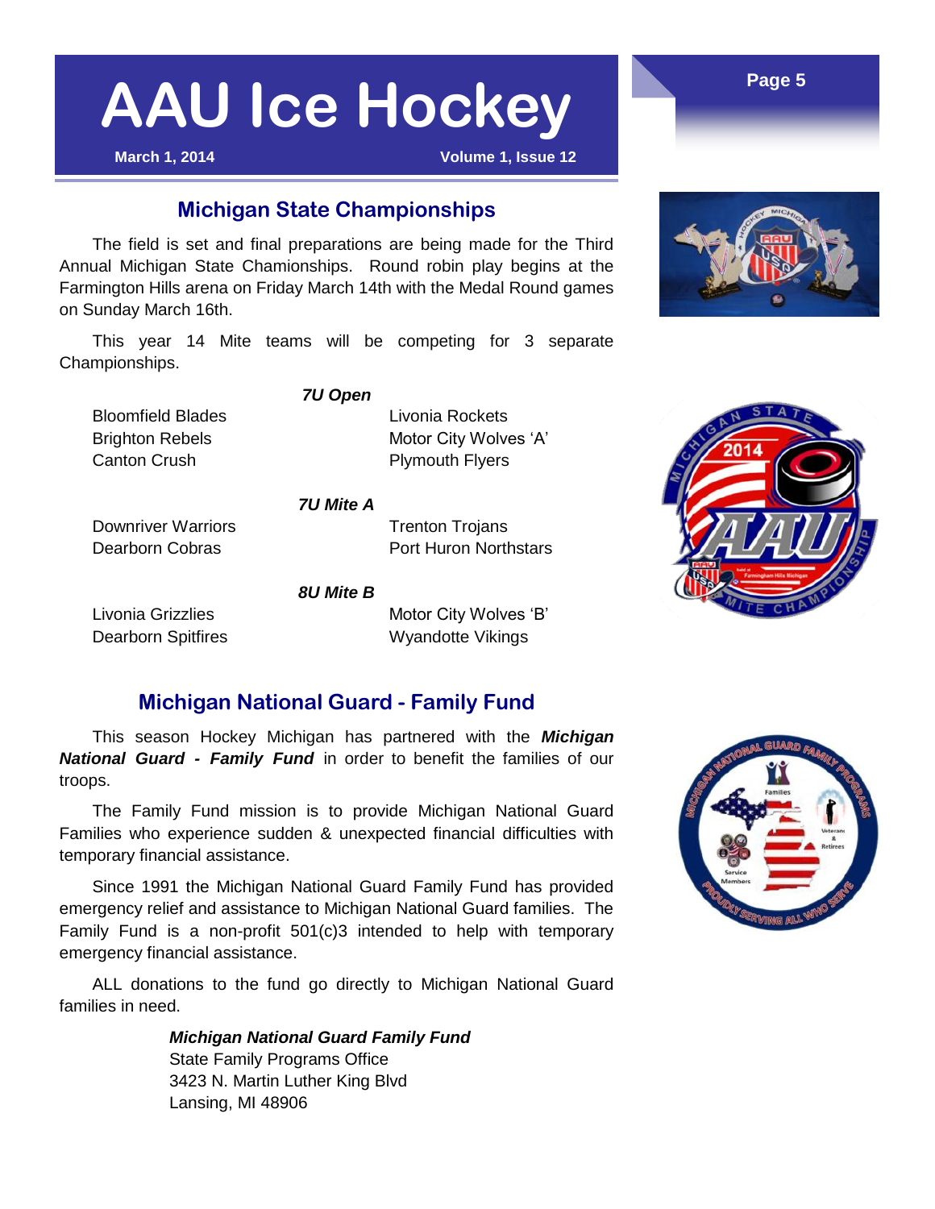## Michigan State Championships

The field is set and final preparations are being made for the Third Annual Michigan State Chamionships. Round robin play begins at the Farmington Hills arena on Friday March 14th with the Medal Round games on Sunday March 16th.

This year 14 Mite teams will be competing for 3 separate Championships.

***7U Open***

- Bloomfield Blades
- Brighton Rebels
- Canton Crush
- Livonia Rockets
- Motor City Wolves 'A'
- Plymouth Flyers

***7U Mite A***

- Downriver Warriors
- Dearborn Cobras
- Trenton Trojans
- Port Huron Northstars

***8U Mite B***

- Livonia Grizzlies
- Dearborn Spitfires
- Motor City Wolves 'B'
- Wyandotte Vikings

## Michigan National Guard - Family Fund

This season Hockey Michigan has partnered with the ***Michigan National Guard - Family Fund*** in order to benefit the families of our troops.

The Family Fund mission is to provide Michigan National Guard Families who experience sudden & unexpected financial difficulties with temporary financial assistance.

Since 1991 the Michigan National Guard Family Fund has provided emergency relief and assistance to Michigan National Guard families. The Family Fund is a non-profit 501(c)3 intended to help with temporary emergency financial assistance.

ALL donations to the fund go directly to Michigan National Guard families in need.

***Michigan National Guard Family Fund***
State Family Programs Office
3423 N. Martin Luther King Blvd
Lansing, MI 48906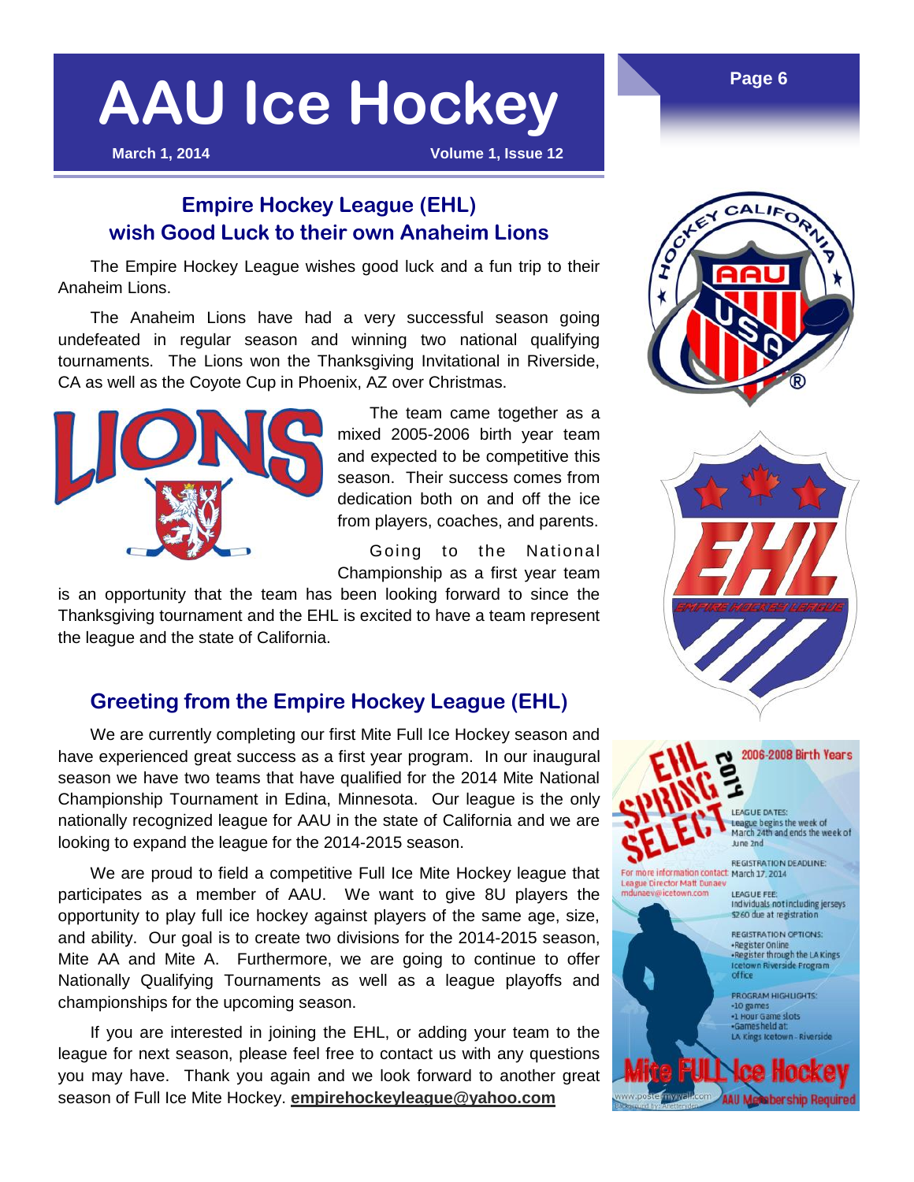## Empire Hockey League (EHL) wish Good Luck to their own Anaheim Lions

The Empire Hockey League wishes good luck and a fun trip to their Anaheim Lions.

The Anaheim Lions have had a very successful season going undefeated in regular season and winning two national qualifying tournaments. The Lions won the Thanksgiving Invitational in Riverside, CA as well as the Coyote Cup in Phoenix, AZ over Christmas.

The team came together as a mixed 2005-2006 birth year team and expected to be competitive this season. Their success comes from dedication both on and off the ice from players, coaches, and parents.

Going to the National Championship as a first year team is an opportunity that the team has been looking forward to since the Thanksgiving tournament and the EHL is excited to have a team represent the league and the state of California.

## Greeting from the Empire Hockey League (EHL)

We are currently completing our first Mite Full Ice Hockey season and have experienced great success as a first year program. In our inaugural season we have two teams that have qualified for the 2014 Mite National Championship Tournament in Edina, Minnesota. Our league is the only nationally recognized league for AAU in the state of California and we are looking to expand the league for the 2014-2015 season.

We are proud to field a competitive Full Ice Mite Hockey league that participates as a member of AAU. We want to give 8U players the opportunity to play full ice hockey against players of the same age, size, and ability. Our goal is to create two divisions for the 2014-2015 season, Mite AA and Mite A. Furthermore, we are going to continue to offer Nationally Qualifying Tournaments as well as a league playoffs and championships for the upcoming season.

If you are interested in joining the EHL, or adding your team to the league for next season, please feel free to contact us with any questions you may have. Thank you again and we look forward to another great season of Full Ice Mite Hockey. **empirehockeyleague@yahoo.com**

### EHL Spring Select 2014

2006-2008 Birth Years

For more information contact League Director Matt Dunaev mdunaev@icetown.com

LEAGUE DATES: League begins the week of March 24th and ends the week of June 2nd

REGISTRATION DEADLINE: March 17, 2014

LEAGUE FEE: Individuals not including jerseys $260 due at registration

REGISTRATION OPTIONS:
- Register Online
- Register through the LA Kings Icetown Riverside Program office

PROGRAM HIGHLIGHTS:
- 10 games
- 1 Hour Game slots
- Games held at: LA Kings Icetown - Riverside

**Mite FULL Ice Hockey**

AAU Membership Required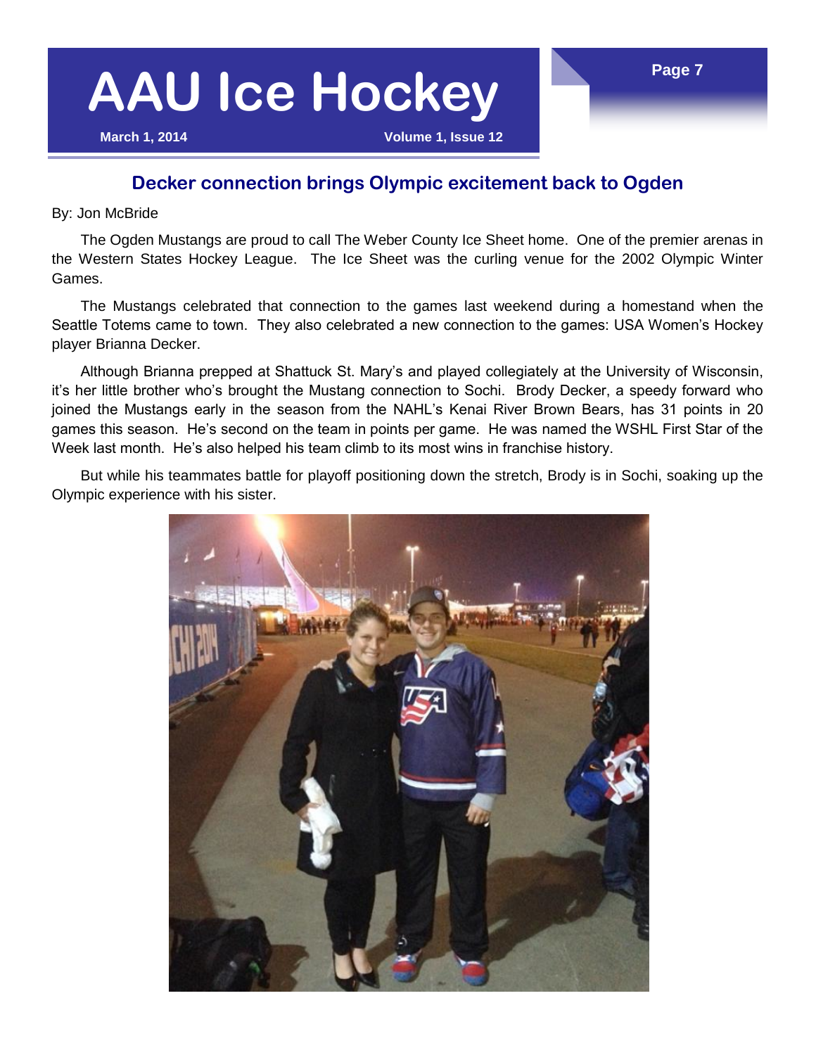## Decker connection brings Olympic excitement back to Ogden

By: Jon McBride

The Ogden Mustangs are proud to call The Weber County Ice Sheet home. One of the premier arenas in the Western States Hockey League. The Ice Sheet was the curling venue for the 2002 Olympic Winter Games.

The Mustangs celebrated that connection to the games last weekend during a homestand when the Seattle Totems came to town. They also celebrated a new connection to the games: USA Women's Hockey player Brianna Decker.

Although Brianna prepped at Shattuck St. Mary's and played collegiately at the University of Wisconsin, it's her little brother who's brought the Mustang connection to Sochi. Brody Decker, a speedy forward who joined the Mustangs early in the season from the NAHL's Kenai River Brown Bears, has 31 points in 20 games this season. He's second on the team in points per game. He was named the WSHL First Star of the Week last month. He's also helped his team climb to its most wins in franchise history.

But while his teammates battle for playoff positioning down the stretch, Brody is in Sochi, soaking up the Olympic experience with his sister.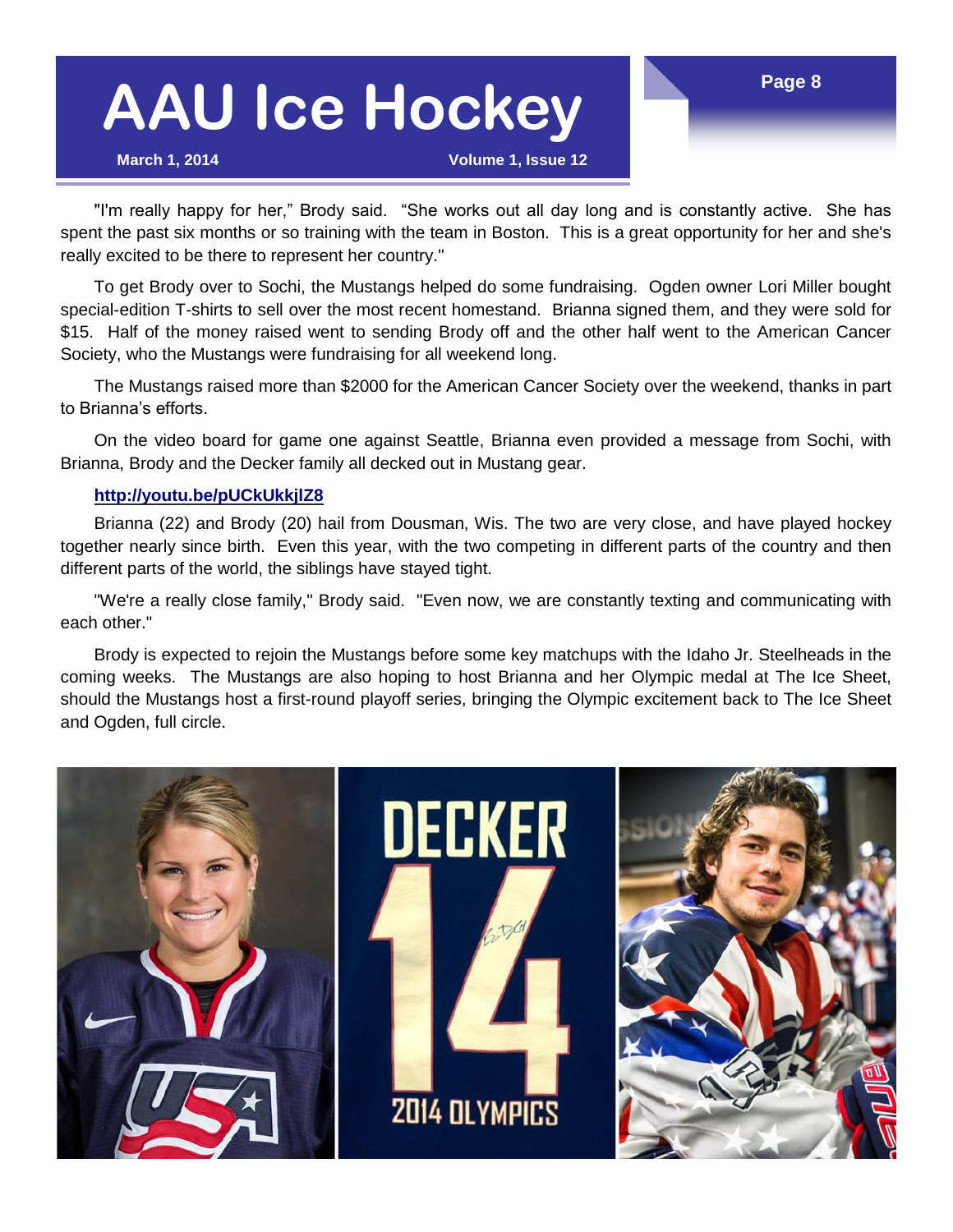"I'm really happy for her," Brody said. "She works out all day long and is constantly active. She has spent the past six months or so training with the team in Boston. This is a great opportunity for her and she's really excited to be there to represent her country."

To get Brody over to Sochi, the Mustangs helped do some fundraising. Ogden owner Lori Miller bought special-edition T-shirts to sell over the most recent homestand. Brianna signed them, and they were sold for $15. Half of the money raised went to sending Brody off and the other half went to the American Cancer Society, who the Mustangs were fundraising for all weekend long.

The Mustangs raised more than $2000 for the American Cancer Society over the weekend, thanks in part to Brianna's efforts.

On the video board for game one against Seattle, Brianna even provided a message from Sochi, with Brianna, Brody and the Decker family all decked out in Mustang gear.

**http://youtu.be/pUCkUkkjIZ8**

Brianna (22) and Brody (20) hail from Dousman, Wis. The two are very close, and have played hockey together nearly since birth. Even this year, with the two competing in different parts of the country and then different parts of the world, the siblings have stayed tight.

"We're a really close family," Brody said. "Even now, we are constantly texting and communicating with each other."

Brody is expected to rejoin the Mustangs before some key matchups with the Idaho Jr. Steelheads in the coming weeks. The Mustangs are also hoping to host Brianna and her Olympic medal at The Ice Sheet, should the Mustangs host a first-round playoff series, bringing the Olympic excitement back to The Ice Sheet and Ogden, full circle.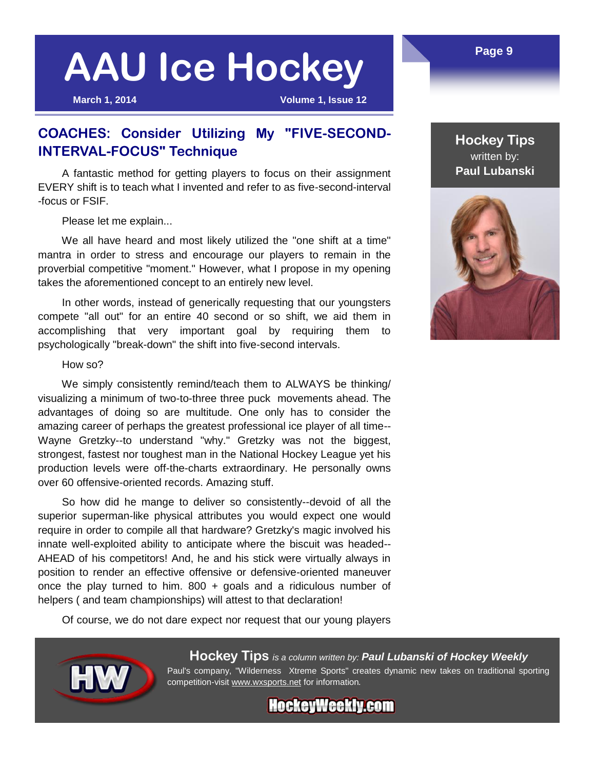## COACHES: Consider Utilizing My "FIVE-SECOND-INTERVAL-FOCUS" Technique

**Hockey Tips**
written by:
**Paul Lubanski**

A fantastic method for getting players to focus on their assignment EVERY shift is to teach what I invented and refer to as five-second-interval-focus or FSIF.

Please let me explain...

We all have heard and most likely utilized the "one shift at a time" mantra in order to stress and encourage our players to remain in the proverbial competitive "moment." However, what I propose in my opening takes the aforementioned concept to an entirely new level.

In other words, instead of generically requesting that our youngsters compete "all out" for an entire 40 second or so shift, we aid them in accomplishing that very important goal by requiring them to psychologically "break-down" the shift into five-second intervals.

How so?

We simply consistently remind/teach them to ALWAYS be thinking/visualizing a minimum of two-to-three three puck movements ahead. The advantages of doing so are multitude. One only has to consider the amazing career of perhaps the greatest professional ice player of all time--Wayne Gretzky--to understand "why." Gretzky was not the biggest, strongest, fastest nor toughest man in the National Hockey League yet his production levels were off-the-charts extraordinary. He personally owns over 60 offensive-oriented records. Amazing stuff.

So how did he mange to deliver so consistently--devoid of all the superior superman-like physical attributes you would expect one would require in order to compile all that hardware? Gretzky's magic involved his innate well-exploited ability to anticipate where the biscuit was headed--AHEAD of his competitors! And, he and his stick were virtually always in position to render an effective offensive or defensive-oriented maneuver once the play turned to him. 800 + goals and a ridiculous number of helpers ( and team championships) will attest to that declaration!

Of course, we do not dare expect nor request that our young players

**Hockey Tips** *is a column written by:* ***Paul Lubanski of Hockey Weekly***
Paul's company, "Wilderness Xtreme Sports" creates dynamic new takes on traditional sporting competition-visit www.wxsports.net for information.

HockeyWeekly.com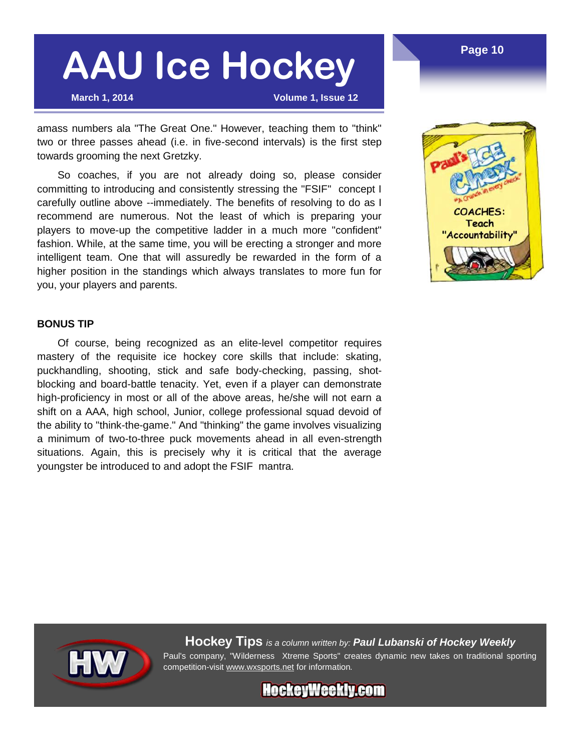amass numbers ala "The Great One." However, teaching them to "think" two or three passes ahead (i.e. in five-second intervals) is the first step towards grooming the next Gretzky.

So coaches, if you are not already doing so, please consider committing to introducing and consistently stressing the "FSIF" concept I carefully outline above --immediately. The benefits of resolving to do as I recommend are numerous. Not the least of which is preparing your players to move-up the competitive ladder in a much more "confident" fashion. While, at the same time, you will be erecting a stronger and more intelligent team. One that will assuredly be rewarded in the form of a higher position in the standings which always translates to more fun for you, your players and parents.

**BONUS TIP**

Of course, being recognized as an elite-level competitor requires mastery of the requisite ice hockey core skills that include: skating, puckhandling, shooting, stick and safe body-checking, passing, shot-blocking and board-battle tenacity. Yet, even if a player can demonstrate high-proficiency in most or all of the above areas, he/she will not earn a shift on a AAA, high school, Junior, college professional squad devoid of the ability to "think-the-game." And "thinking" the game involves visualizing a minimum of two-to-three puck movements ahead in all even-strength situations. Again, this is precisely why it is critical that the average youngster be introduced to and adopt the FSIF mantra.

**Hockey Tips** *is a column written by:* ***Paul Lubanski of Hockey Weekly***

Paul's company, "Wilderness Xtreme Sports" creates dynamic new takes on traditional sporting competition-visit www.wxsports.net for information.

HockeyWeekly.com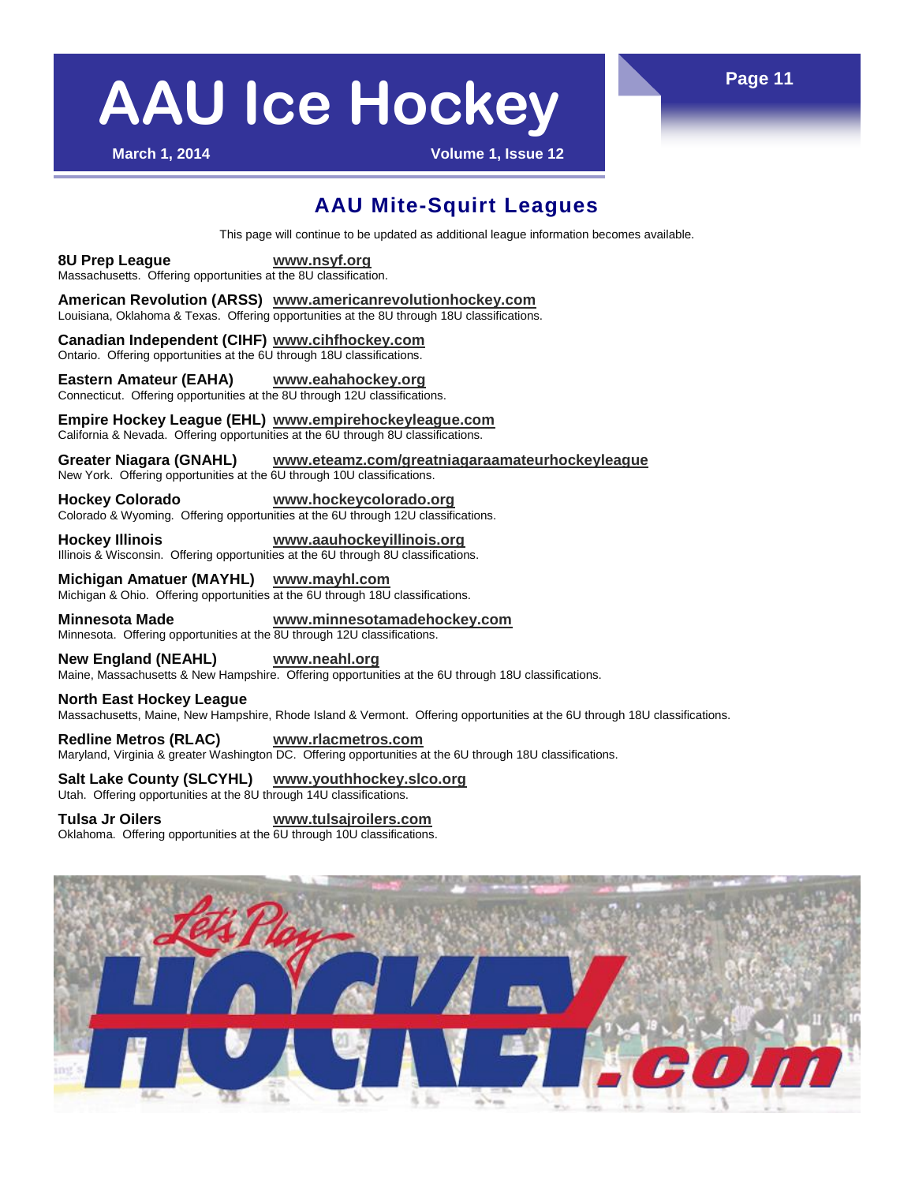## AAU Mite-Squirt Leagues

This page will continue to be updated as additional league information becomes available.

**8U Prep League** **www.nsyf.org**
Massachusetts. Offering opportunities at the 8U classification.

**American Revolution (ARSS)** **www.americanrevolutionhockey.com**
Louisiana, Oklahoma & Texas. Offering opportunities at the 8U through 18U classifications.

**Canadian Independent (CIHF)** **www.cihfhockey.com**
Ontario. Offering opportunities at the 6U through 18U classifications.

**Eastern Amateur (EAHA)** **www.eahahockey.org**
Connecticut. Offering opportunities at the 8U through 12U classifications.

**Empire Hockey League (EHL)** **www.empirehockeyleague.com**
California & Nevada. Offering opportunities at the 6U through 8U classifications.

**Greater Niagara (GNAHL)** **www.eteamz.com/greatniagaraamateurhockeyleague**
New York. Offering opportunities at the 6U through 10U classifications.

**Hockey Colorado** **www.hockeycolorado.org**
Colorado & Wyoming. Offering opportunities at the 6U through 12U classifications.

**Hockey Illinois** **www.aauhockeyillinois.org**
Illinois & Wisconsin. Offering opportunities at the 6U through 8U classifications.

**Michigan Amatuer (MAYHL)** **www.mayhl.com**
Michigan & Ohio. Offering opportunities at the 6U through 18U classifications.

**Minnesota Made** **www.minnesotamadehockey.com**
Minnesota. Offering opportunities at the 8U through 12U classifications.

**New England (NEAHL)** **www.neahl.org**
Maine, Massachusetts & New Hampshire. Offering opportunities at the 6U through 18U classifications.

**North East Hockey League**
Massachusetts, Maine, New Hampshire, Rhode Island & Vermont. Offering opportunities at the 6U through 18U classifications.

**Redline Metros (RLAC)** **www.rlacmetros.com**
Maryland, Virginia & greater Washington DC. Offering opportunities at the 6U through 18U classifications.

**Salt Lake County (SLCYHL)** **www.youthhockey.slco.org**
Utah. Offering opportunities at the 8U through 14U classifications.

**Tulsa Jr Oilers** **www.tulsajroilers.com**
Oklahoma. Offering opportunities at the 6U through 10U classifications.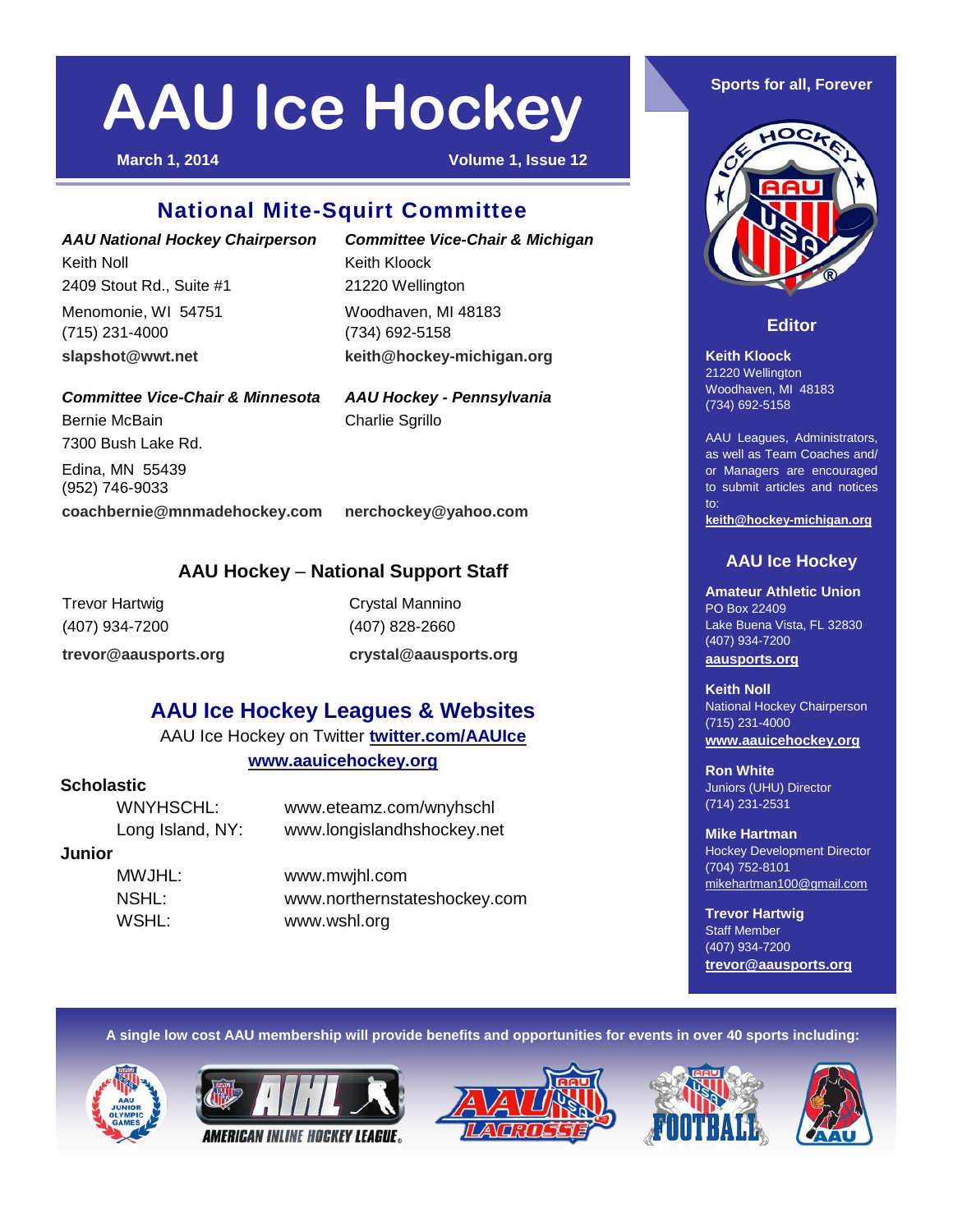# AAU Ice Hockey

March 1, 2014 Volume 1, Issue 12

## National Mite-Squirt Committee

***AAU National Hockey Chairperson***
Keith Noll
2409 Stout Rd., Suite #1
Menomonie, WI 54751
(715) 231-4000
**slapshot@wwt.net**

***Committee Vice-Chair & Michigan***
Keith Kloock
21220 Wellington
Woodhaven, MI 48183
(734) 692-5158
**keith@hockey-michigan.org**

***Committee Vice-Chair & Minnesota***
Bernie McBain
7300 Bush Lake Rd.
Edina, MN 55439
(952) 746-9033
**coachbernie@mnmadehockey.com**

***AAU Hockey - Pennsylvania***
Charlie Sgrillo
**nerchockey@yahoo.com**

### AAU Hockey – National Support Staff

Trevor Hartwig
(407) 934-7200
**trevor@aausports.org**

Crystal Mannino
(407) 828-2660
**crystal@aausports.org**

## AAU Ice Hockey Leagues & Websites

AAU Ice Hockey on Twitter **twitter.com/AAUIce**

**www.aauicehockey.org**

**Scholastic**

| | |
|---|---|
| WNYHSCHL: | www.eteamz.com/wnyhschl |
| Long Island, NY: | www.longislandhshockey.net |

**Junior**

| | |
|---|---|
| MWJHL: | www.mwjhl.com |
| NSHL: | www.northernstateshockey.com |
| WSHL: | www.wshl.org |

**Sports for all, Forever**

### Editor

**Keith Kloock**
21220 Wellington
Woodhaven, MI 48183
(734) 692-5158

AAU Leagues, Administrators, as well as Team Coaches and/ or Managers are encouraged to submit articles and notices to:
**keith@hockey-michigan.org**

### AAU Ice Hockey

**Amateur Athletic Union**
PO Box 22409
Lake Buena Vista, FL 32830
(407) 934-7200
**aausports.org**

**Keith Noll**
National Hockey Chairperson
(715) 231-4000
**www.aauicehockey.org**

**Ron White**
Juniors (UHU) Director
(714) 231-2531

**Mike Hartman**
Hockey Development Director
(704) 752-8101
mikehartman100@gmail.com

**Trevor Hartwig**
Staff Member
(407) 934-7200
**trevor@aausports.org**

**A single low cost AAU membership will provide benefits and opportunities for events in over 40 sports including:**